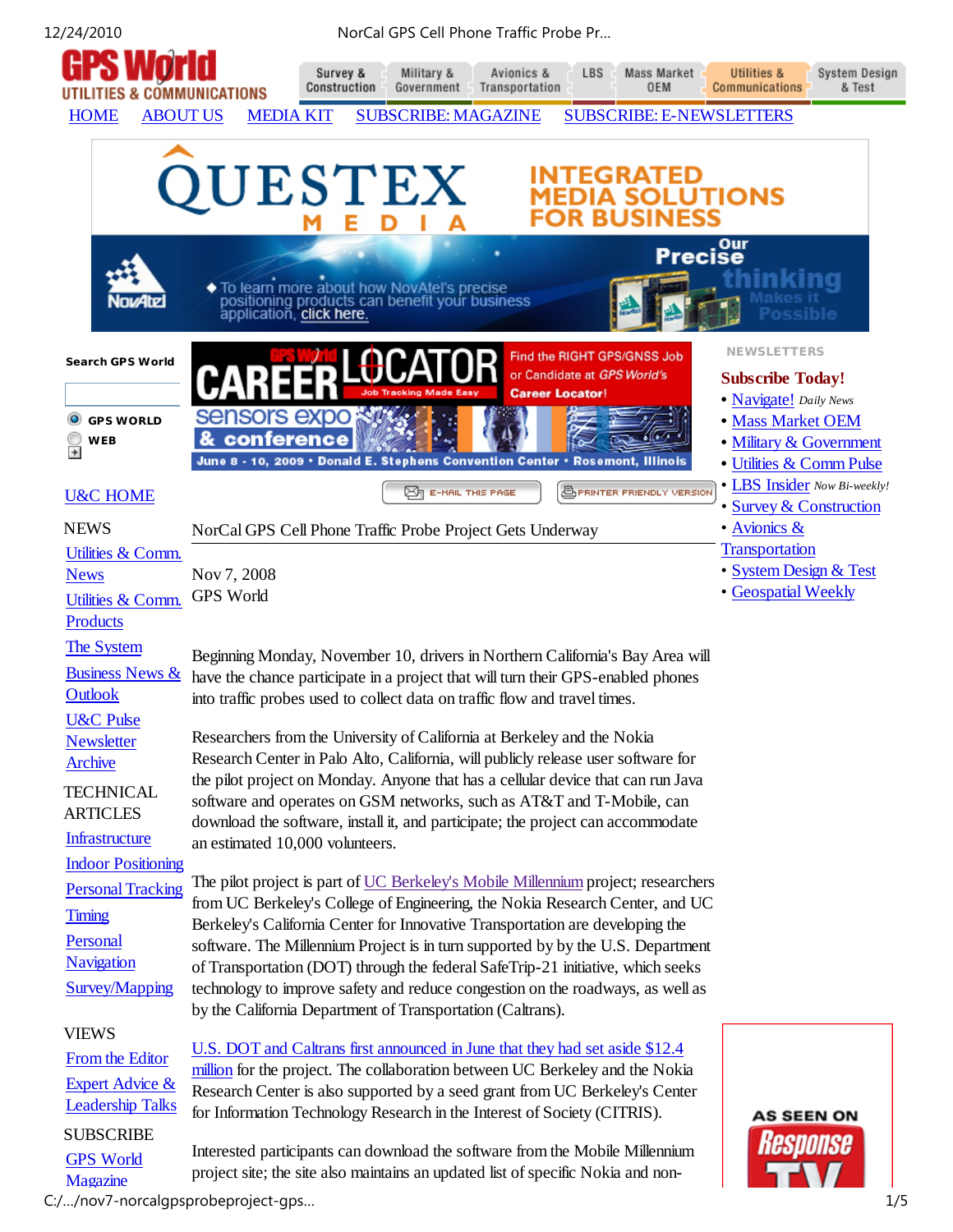# NorCal GPS Cell Phone Traffic Probe Project Gets Underway

Nov 7, 2008
GPS World

Beginning Monday, November 10, drivers in Northern California's Bay Area will have the chance participate in a project that will turn their GPS-enabled phones into traffic probes used to collect data on traffic flow and travel times.

Researchers from the University of California at Berkeley and the Nokia Research Center in Palo Alto, California, will publicly release user software for the pilot project on Monday. Anyone that has a cellular device that can run Java software and operates on GSM networks, such as AT&T and T-Mobile, can download the software, install it, and participate; the project can accommodate an estimated 10,000 volunteers.

The pilot project is part of UC Berkeley's Mobile Millennium project; researchers from UC Berkeley's College of Engineering, the Nokia Research Center, and UC Berkeley's California Center for Innovative Transportation are developing the software. The Millennium Project is in turn supported by by the U.S. Department of Transportation (DOT) through the federal SafeTrip-21 initiative, which seeks technology to improve safety and reduce congestion on the roadways, as well as by the California Department of Transportation (Caltrans).

U.S. DOT and Caltrans first announced in June that they had set aside $12.4 million for the project. The collaboration between UC Berkeley and the Nokia Research Center is also supported by a seed grant from UC Berkeley's Center for Information Technology Research in the Interest of Society (CITRIS).

Interested participants can download the software from the Mobile Millennium project site; the site also maintains an updated list of specific Nokia and non-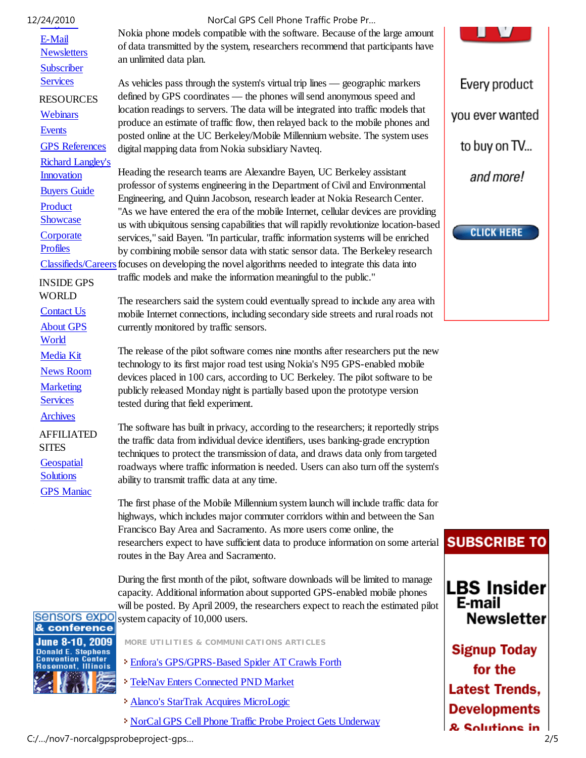E-Mail Newsletters
Subscriber Services

RESOURCES

Webinars
Events
GPS References
Richard Langley's Innovation
Buyers Guide
Product Showcase
Corporate Profiles
Classifieds/Careers

INSIDE GPS WORLD

Contact Us
About GPS World
Media Kit
News Room
Marketing Services
Archives

AFFILIATED SITES

Geospatial Solutions
GPS Maniac

Nokia phone models compatible with the software. Because of the large amount of data transmitted by the system, researchers recommend that participants have an unlimited data plan.

As vehicles pass through the system's virtual trip lines — geographic markers defined by GPS coordinates — the phones will send anonymous speed and location readings to servers. The data will be integrated into traffic models that produce an estimate of traffic flow, then relayed back to the mobile phones and posted online at the UC Berkeley/Mobile Millennium website. The system uses digital mapping data from Nokia subsidiary Navteq.

Heading the research teams are Alexandre Bayen, UC Berkeley assistant professor of systems engineering in the Department of Civil and Environmental Engineering, and Quinn Jacobson, research leader at Nokia Research Center. "As we have entered the era of the mobile Internet, cellular devices are providing us with ubiquitous sensing capabilities that will rapidly revolutionize location-based services," said Bayen. "In particular, traffic information systems will be enriched by combining mobile sensor data with static sensor data. The Berkeley research focuses on developing the novel algorithms needed to integrate this data into traffic models and make the information meaningful to the public."

The researchers said the system could eventually spread to include any area with mobile Internet connections, including secondary side streets and rural roads not currently monitored by traffic sensors.

The release of the pilot software comes nine months after researchers put the new technology to its first major road test using Nokia's N95 GPS-enabled mobile devices placed in 100 cars, according to UC Berkeley. The pilot software to be publicly released Monday night is partially based upon the prototype version tested during that field experiment.

The software has built in privacy, according to the researchers; it reportedly strips the traffic data from individual device identifiers, uses banking-grade encryption techniques to protect the transmission of data, and draws data only from targeted roadways where traffic information is needed. Users can also turn off the system's ability to transmit traffic data at any time.

The first phase of the Mobile Millennium system launch will include traffic data for highways, which includes major commuter corridors within and between the San Francisco Bay Area and Sacramento. As more users come online, the researchers expect to have sufficient data to produce information on some arterial routes in the Bay Area and Sacramento.

During the first month of the pilot, software downloads will be limited to manage capacity. Additional information about supported GPS-enabled mobile phones will be posted. By April 2009, the researchers expect to reach the estimated pilot system capacity of 10,000 users.

MORE UTILITIES & COMMUNICATIONS ARTICLES

- Enfora's GPS/GPRS-Based Spider AT Crawls Forth
- TeleNav Enters Connected PND Market
- Alanco's StarTrak Acquires MicroLogic
- NorCal GPS Cell Phone Traffic Probe Project Gets Underway

Every product you ever wanted to buy on TV... and more!

CLICK HERE

sensors expo & conference
June 8-10, 2009
Donald E. Stephens Convention Center
Rosemont, Illinois

SUBSCRIBE TO

LBS Insider E-mail Newsletter

Signup Today for the Latest Trends, Developments & Solutions in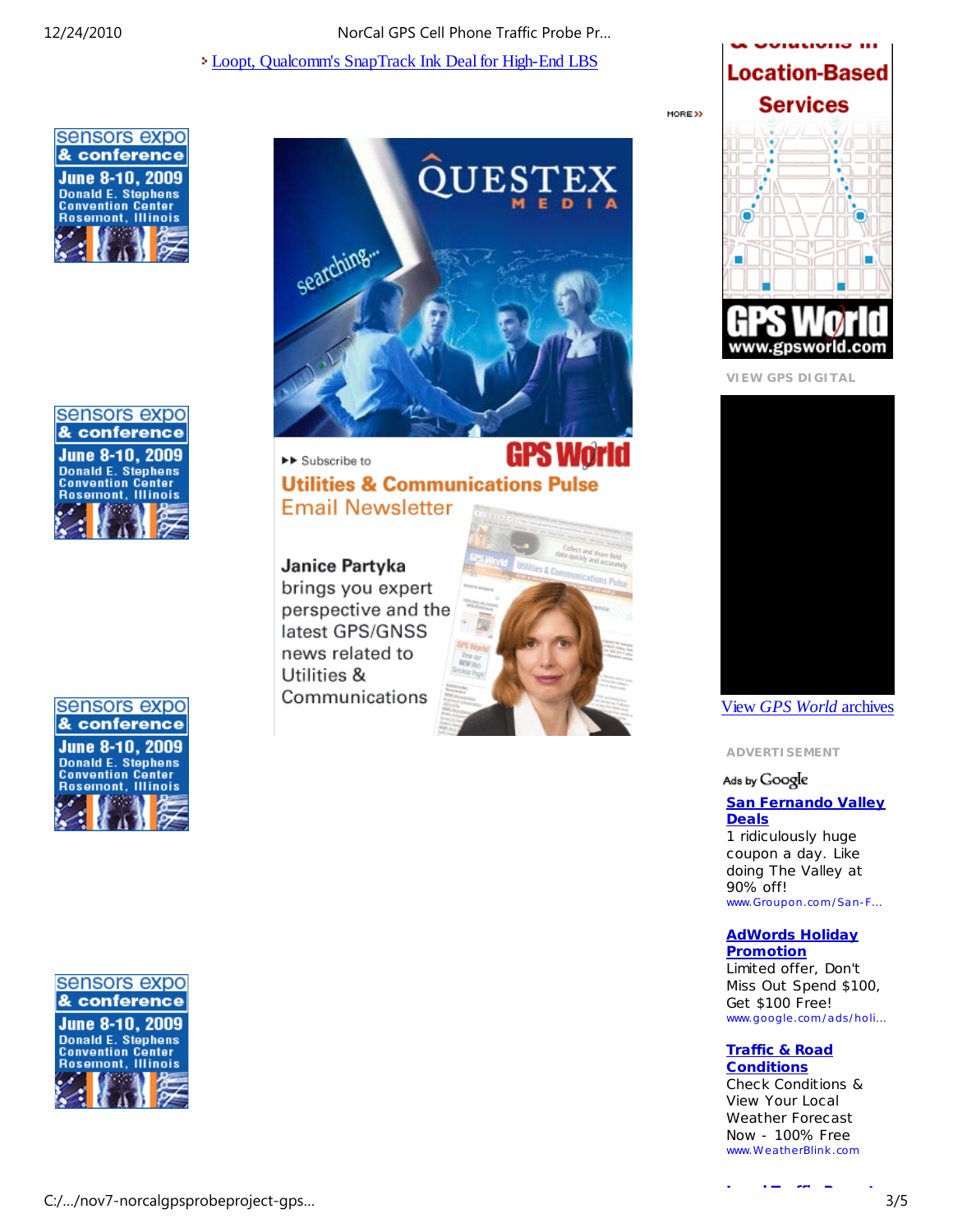- Loopt, Qualcomm's SnapTrack Ink Deal for High-End LBS

MORE»

VIEW GPS DIGITAL

View *GPS World* archives

ADVERTISEMENT

Ads by Google

**San Fernando Valley Deals**
1 ridiculously huge coupon a day. Like doing The Valley at 90% off!
www.Groupon.com/San-F...

**AdWords Holiday Promotion**
Limited offer, Don't Miss Out Spend $100, Get $100 Free!
www.google.com/ads/holi...

**Traffic & Road Conditions**
Check Conditions & View Your Local Weather Forecast Now - 100% Free
www.WeatherBlink.com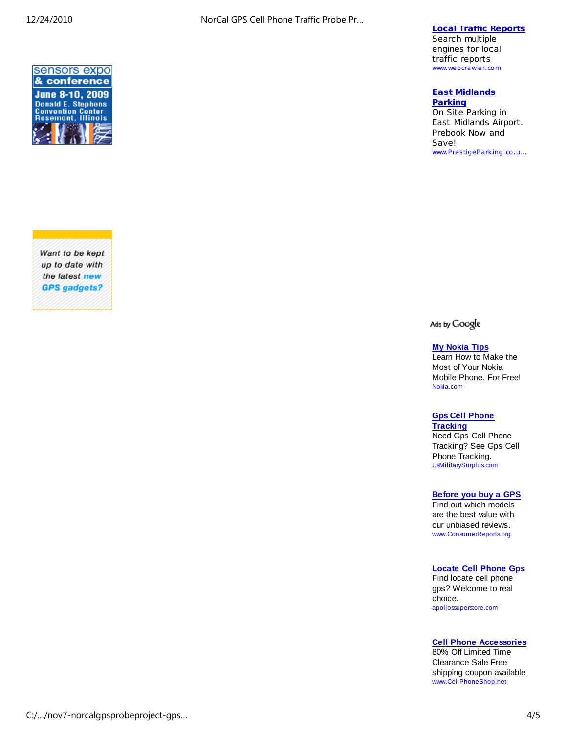sensors expo & conference

June 8-10, 2009

Donald E. Stephens Convention Center

Rosemont, Illinois

**[Local Traffic Reports](www.webcrawler.com)**

Search multiple engines for local traffic reports

www.webcrawler.com

**[East Midlands Parking](www.PrestigeParking.co.u...)**

On Site Parking in East Midlands Airport. Prebook Now and Save!

www.PrestigeParking.co.u...

*Want to be kept up to date with the latest new GPS gadgets?*

Ads by Google

**My Nokia Tips**

Learn How to Make the Most of Your Nokia Mobile Phone. For Free!

Nokia.com

**Gps Cell Phone Tracking**

Need Gps Cell Phone Tracking? See Gps Cell Phone Tracking.

UsMilitarySurplus.com

**Before you buy a GPS**

Find out which models are the best value with our unbiased reviews.

www.ConsumerReports.org

**Locate Cell Phone Gps**

Find locate cell phone gps? Welcome to real choice.

apollossuperstore.com

**Cell Phone Accessories**

80% Off Limited Time Clearance Sale Free shipping coupon available

www.CellPhoneShop.net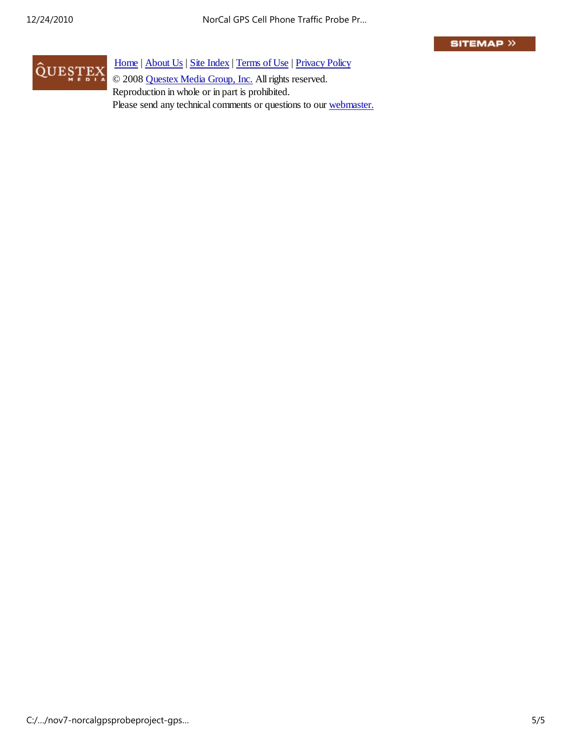SITEMAP »

ÔUESTEX MEDIA

Home | About Us | Site Index | Terms of Use | Privacy Policy

© 2008 Questex Media Group, Inc. All rights reserved.
Reproduction in whole or in part is prohibited.
Please send any technical comments or questions to our webmaster.